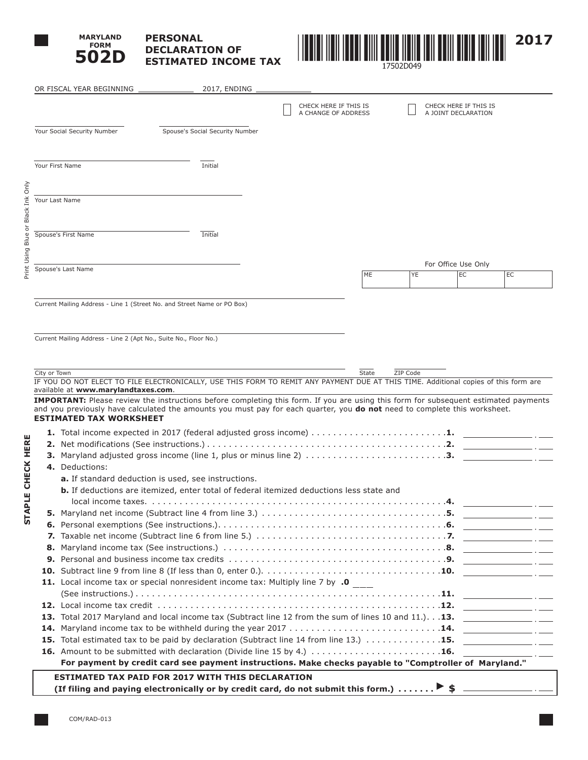**MARYLAND FORM 502D**

# PERSONAL DECLARATION OF ESTIMATED INCOME TAX

**2017**

17502D049

OR FISCAL YEAR BEGINNING ____________ 2017, ENDING ____________

☐ CHECK HERE IF THIS IS A CHANGE OF ADDRESS

☐ CHECK HERE IF THIS IS A JOINT DECLARATION

Your Social Security Number ____________ Spouse's Social Security Number ____________

Your First Name ____________ Initial ____

Your Last Name ____________

Spouse's First Name ____________ Initial ____

Spouse's Last Name ____________

For Office Use Only

| ME | YE | EC | EC |
|---|---|---|---|
| | | | |

Current Mailing Address - Line 1 (Street No. and Street Name or PO Box) ____________

Current Mailing Address - Line 2 (Apt No., Suite No., Floor No.) ____________

City or Town ____________ State ____ ZIP Code ____________

Print Using Blue or Black Ink Only

IF YOU DO NOT ELECT TO FILE ELECTRONICALLY, USE THIS FORM TO REMIT ANY PAYMENT DUE AT THIS TIME. Additional copies of this form are available at **www.marylandtaxes.com**.

**IMPORTANT:** Please review the instructions before completing this form. If you are using this form for subsequent estimated payments and you previously have calculated the amounts you must pay for each quarter, you **do not** need to complete this worksheet.

**STAPLE CHECK HERE**

## ESTIMATED TAX WORKSHEET

1. Total income expected in 2017 (federal adjusted gross income) . . . . . **1.** ________
2. Net modifications (See instructions.) . . . . . **2.** ________
3. Maryland adjusted gross income (line 1, plus or minus line 2) . . . . . **3.** ________
4. Deductions:
   - **a.** If standard deduction is used, see instructions.
   - **b.** If deductions are itemized, enter total of federal itemized deductions less state and local income taxes. . . . . **4.** ________
5. Maryland net income (Subtract line 4 from line 3.) . . . . . **5.** ________
6. Personal exemptions (See instructions.). . . . . **6.** ________
7. Taxable net income (Subtract line 6 from line 5.) . . . . . **7.** ________
8. Maryland income tax (See instructions.) . . . . . **8.** ________
9. Personal and business income tax credits . . . . . **9.** ________
10. Subtract line 9 from line 8 (If less than 0, enter 0.). . . . . **10.** ________
11. Local income tax or special nonresident income tax: Multiply line 7 by **.0** ___ (See instructions.) . . . . . **11.** ________
12. Local income tax credit . . . . . **12.** ________
13. Total 2017 Maryland and local income tax (Subtract line 12 from the sum of lines 10 and 11.). . . **13.** ________
14. Maryland income tax to be withheld during the year 2017 . . . . . **14.** ________
15. Total estimated tax to be paid by declaration (Subtract line 14 from line 13.) . . . . . **15.** ________
16. Amount to be submitted with declaration (Divide line 15 by 4.) . . . . . **16.** ________

**For payment by credit card see payment instructions. Make checks payable to "Comptroller of Maryland."**

**ESTIMATED TAX PAID FOR 2017 WITH THIS DECLARATION**
**(If filing and paying electronically or by credit card, do not submit this form.) . . . . . . . ▶ $** ________

COM/RAD-013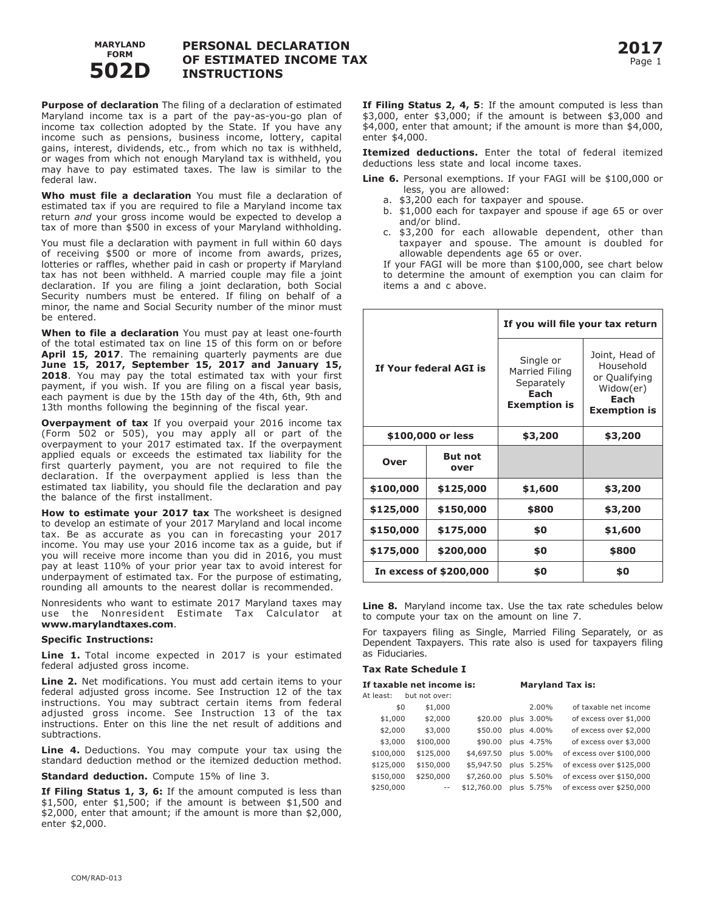# MARYLAND FORM 502D — PERSONAL DECLARATION OF ESTIMATED INCOME TAX INSTRUCTIONS

**2017**

**Purpose of declaration** The filing of a declaration of estimated Maryland income tax is a part of the pay-as-you-go plan of income tax collection adopted by the State. If you have any income such as pensions, business income, lottery, capital gains, interest, dividends, etc., from which no tax is withheld, or wages from which not enough Maryland tax is withheld, you may have to pay estimated taxes. The law is similar to the federal law.

**Who must file a declaration** You must file a declaration of estimated tax if you are required to file a Maryland income tax return *and* your gross income would be expected to develop a tax of more than $500 in excess of your Maryland withholding.

You must file a declaration with payment in full within 60 days of receiving $500 or more of income from awards, prizes, lotteries or raffles, whether paid in cash or property if Maryland tax has not been withheld. A married couple may file a joint declaration. If you are filing a joint declaration, both Social Security numbers must be entered. If filing on behalf of a minor, the name and Social Security number of the minor must be entered.

**When to file a declaration** You must pay at least one-fourth of the total estimated tax on line 15 of this form on or before **April 15, 2017**. The remaining quarterly payments are due **June 15, 2017, September 15, 2017 and January 15, 2018**. You may pay the total estimated tax with your first payment, if you wish. If you are filing on a fiscal year basis, each payment is due by the 15th day of the 4th, 6th, 9th and 13th months following the beginning of the fiscal year.

**Overpayment of tax** If you overpaid your 2016 income tax (Form 502 or 505), you may apply all or part of the overpayment to your 2017 estimated tax. If the overpayment applied equals or exceeds the estimated tax liability for the first quarterly payment, you are not required to file the declaration. If the overpayment applied is less than the estimated tax liability, you should file the declaration and pay the balance of the first installment.

**How to estimate your 2017 tax** The worksheet is designed to develop an estimate of your 2017 Maryland and local income tax. Be as accurate as you can in forecasting your 2017 income. You may use your 2016 income tax as a guide, but if you will receive more income than you did in 2016, you must pay at least 110% of your prior year tax to avoid interest for underpayment of estimated tax. For the purpose of estimating, rounding all amounts to the nearest dollar is recommended.

Nonresidents who want to estimate 2017 Maryland taxes may use the Nonresident Estimate Tax Calculator at **www.marylandtaxes.com**.

**Specific Instructions:**

**Line 1.** Total income expected in 2017 is your estimated federal adjusted gross income.

**Line 2.** Net modifications. You must add certain items to your federal adjusted gross income. See Instruction 12 of the tax instructions. You may subtract certain items from federal adjusted gross income. See Instruction 13 of the tax instructions. Enter on this line the net result of additions and subtractions.

**Line 4.** Deductions. You may compute your tax using the standard deduction method or the itemized deduction method.

**Standard deduction.** Compute 15% of line 3.

**If Filing Status 1, 3, 6:** If the amount computed is less than $1,500, enter $1,500; if the amount is between $1,500 and $2,000, enter that amount; if the amount is more than $2,000, enter $2,000.

**If Filing Status 2, 4, 5**: If the amount computed is less than $3,000, enter $3,000; if the amount is between $3,000 and $4,000, enter that amount; if the amount is more than $4,000, enter $4,000.

**Itemized deductions.** Enter the total of federal itemized deductions less state and local income taxes.

**Line 6.** Personal exemptions. If your FAGI will be $100,000 or less, you are allowed:

a. $3,200 each for taxpayer and spouse.
b. $1,000 each for taxpayer and spouse if age 65 or over and/or blind.
c. $3,200 for each allowable dependent, other than taxpayer and spouse. The amount is doubled for allowable dependents age 65 or over.

If your FAGI will be more than $100,000, see chart below to determine the amount of exemption you can claim for items a and c above.

| If Your federal AGI is | | If you will file your tax return: Single or Married Filing Separately **Each Exemption is** | If you will file your tax return: Joint, Head of Household or Qualifying Widow(er) **Each Exemption is** |
|---|---|---|---|
| **$100,000 or less** | | **$3,200** | **$3,200** |
| **Over** | **But not over** | | |
| **$100,000** | **$125,000** | **$1,600** | **$3,200** |
| **$125,000** | **$150,000** | **$800** | **$3,200** |
| **$150,000** | **$175,000** | **$0** | **$1,600** |
| **$175,000** | **$200,000** | **$0** | **$800** |
| **In excess of $200,000** | | **$0** | **$0** |

**Line 8.** Maryland income tax. Use the tax rate schedules below to compute your tax on the amount on line 7.

For taxpayers filing as Single, Married Filing Separately, or as Dependent Taxpayers. This rate also is used for taxpayers filing as Fiduciaries.

**Tax Rate Schedule I**

| If taxable net income is: At least: | but not over: | Maryland Tax is: | | |
|---|---|---|---|---|
| $0 | $1,000 | | 2.00% | of taxable net income |
| $1,000 | $2,000 | $20.00 | plus 3.00% | of excess over $1,000 |
| $2,000 | $3,000 | $50.00 | plus 4.00% | of excess over $2,000 |
| $3,000 | $100,000 | $90.00 | plus 4.75% | of excess over $3,000 |
| $100,000 | $125,000 | $4,697.50 | plus 5.00% | of excess over $100,000 |
| $125,000 | $150,000 | $5,947.50 | plus 5.25% | of excess over $125,000 |
| $150,000 | $250,000 | $7,260.00 | plus 5.50% | of excess over $150,000 |
| $250,000 | -- | $12,760.00 | plus 5.75% | of excess over $250,000 |

COM/RAD-013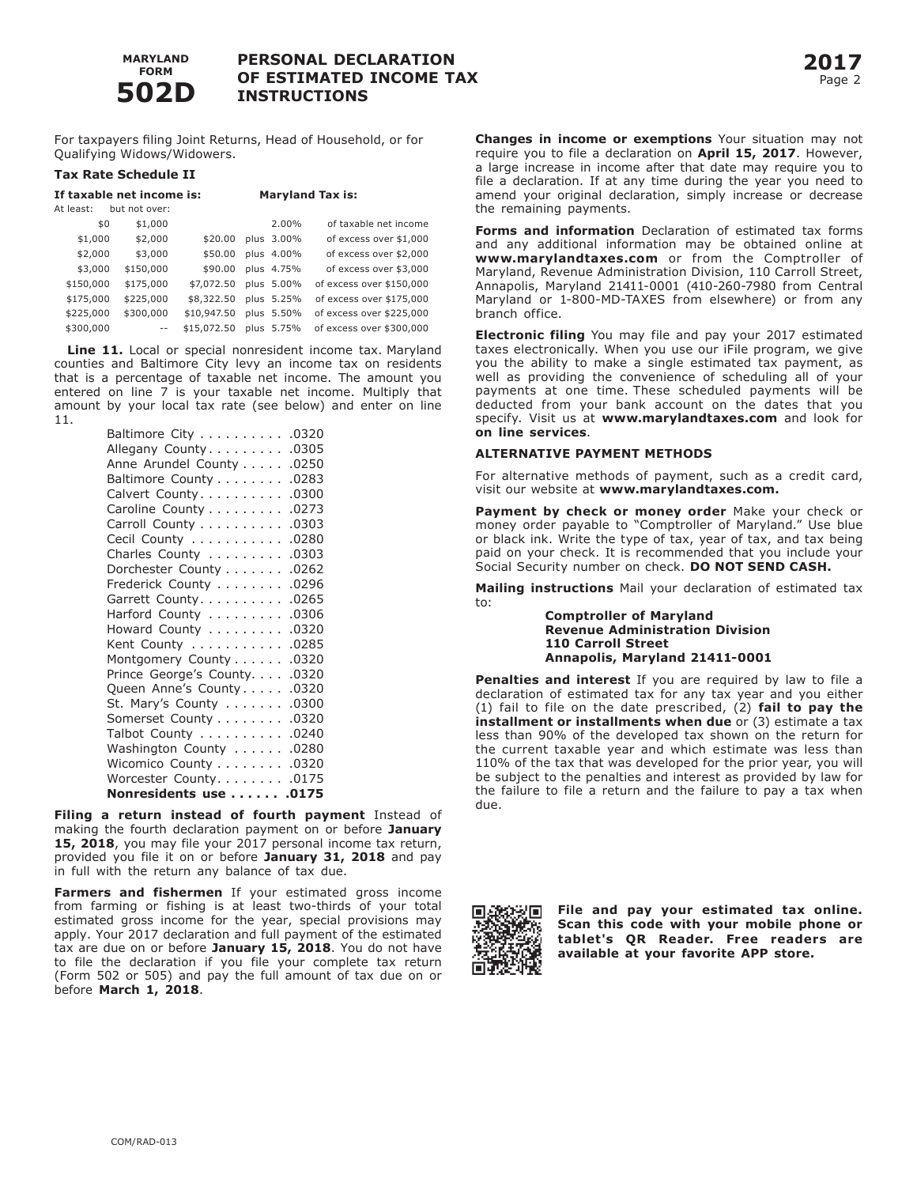**MARYLAND FORM 502D**

# PERSONAL DECLARATION OF ESTIMATED INCOME TAX INSTRUCTIONS

**2017**

For taxpayers filing Joint Returns, Head of Household, or for Qualifying Widows/Widowers.

### Tax Rate Schedule II

| If taxable net income is: At least: | but not over: | Maryland Tax is: | | |
|---|---|---|---|---|
| $0 | $1,000 | | 2.00% | of taxable net income |
| $1,000 | $2,000 | $20.00 | plus 3.00% | of excess over $1,000 |
| $2,000 | $3,000 | $50.00 | plus 4.00% | of excess over $2,000 |
| $3,000 | $150,000 | $90.00 | plus 4.75% | of excess over $3,000 |
| $150,000 | $175,000 | $7,072.50 | plus 5.00% | of excess over $150,000 |
| $175,000 | $225,000 | $8,322.50 | plus 5.25% | of excess over $175,000 |
| $225,000 | $300,000 | $10,947.50 | plus 5.50% | of excess over $225,000 |
| $300,000 | -- | $15,072.50 | plus 5.75% | of excess over $300,000 |

**Line 11.** Local or special nonresident income tax. Maryland counties and Baltimore City levy an income tax on residents that is a percentage of taxable net income. The amount you entered on line 7 is your taxable net income. Multiply that amount by your local tax rate (see below) and enter on line 11.

| | |
|---|---|
| Baltimore City | .0320 |
| Allegany County | .0305 |
| Anne Arundel County | .0250 |
| Baltimore County | .0283 |
| Calvert County | .0300 |
| Caroline County | .0273 |
| Carroll County | .0303 |
| Cecil County | .0280 |
| Charles County | .0303 |
| Dorchester County | .0262 |
| Frederick County | .0296 |
| Garrett County | .0265 |
| Harford County | .0306 |
| Howard County | .0320 |
| Kent County | .0285 |
| Montgomery County | .0320 |
| Prince George's County | .0320 |
| Queen Anne's County | .0320 |
| St. Mary's County | .0300 |
| Somerset County | .0320 |
| Talbot County | .0240 |
| Washington County | .0280 |
| Wicomico County | .0320 |
| Worcester County | .0175 |
| **Nonresidents use** | **.0175** |

**Filing a return instead of fourth payment** Instead of making the fourth declaration payment on or before **January 15, 2018**, you may file your 2017 personal income tax return, provided you file it on or before **January 31, 2018** and pay in full with the return any balance of tax due.

**Farmers and fishermen** If your estimated gross income from farming or fishing is at least two-thirds of your total estimated gross income for the year, special provisions may apply. Your 2017 declaration and full payment of the estimated tax are due on or before **January 15, 2018**. You do not have to file the declaration if you file your complete tax return (Form 502 or 505) and pay the full amount of tax due on or before **March 1, 2018**.

**Changes in income or exemptions** Your situation may not require you to file a declaration on **April 15, 2017**. However, a large increase in income after that date may require you to file a declaration. If at any time during the year you need to amend your original declaration, simply increase or decrease the remaining payments.

**Forms and information** Declaration of estimated tax forms and any additional information may be obtained online at **www.marylandtaxes.com** or from the Comptroller of Maryland, Revenue Administration Division, 110 Carroll Street, Annapolis, Maryland 21411-0001 (410-260-7980 from Central Maryland or 1-800-MD-TAXES from elsewhere) or from any branch office.

**Electronic filing** You may file and pay your 2017 estimated taxes electronically. When you use our iFile program, we give you the ability to make a single estimated tax payment, as well as providing the convenience of scheduling all of your payments at one time. These scheduled payments will be deducted from your bank account on the dates that you specify. Visit us at **www.marylandtaxes.com** and look for **on line services**.

### ALTERNATIVE PAYMENT METHODS

For alternative methods of payment, such as a credit card, visit our website at **www.marylandtaxes.com.**

**Payment by check or money order** Make your check or money order payable to "Comptroller of Maryland." Use blue or black ink. Write the type of tax, year of tax, and tax being paid on your check. It is recommended that you include your Social Security number on check. **DO NOT SEND CASH.**

**Mailing instructions** Mail your declaration of estimated tax to:

**Comptroller of Maryland**
**Revenue Administration Division**
**110 Carroll Street**
**Annapolis, Maryland 21411-0001**

**Penalties and interest** If you are required by law to file a declaration of estimated tax for any tax year and you either (1) fail to file on the date prescribed, (2) **fail to pay the installment or installments when due** or (3) estimate a tax less than 90% of the developed tax shown on the return for the current taxable year and which estimate was less than 110% of the tax that was developed for the prior year, you will be subject to the penalties and interest as provided by law for the failure to file a return and the failure to pay a tax when due.

**File and pay your estimated tax online. Scan this code with your mobile phone or tablet's QR Reader. Free readers are available at your favorite APP store.**

COM/RAD-013